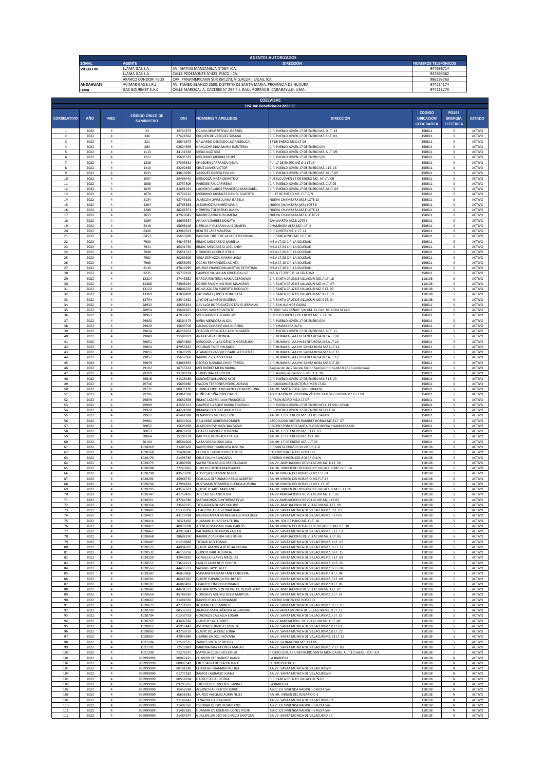| AGENTES AUTORIZADOS | | | |
|---|---|---|---|
| ZONAL | AGENTE | DIRECCIÓN | NUMEROS TELEFÓNICOS |
| VILLACURI | LLAMA GAS S.A. | AV. MATIAS MANZANILLA N°567, ICA. | 947696714 |
| | LLAMA GAS S.A. | CALLE PEDEMONTE N°425, PISCO, ICA. | 947695682 |
| | APARCO CONDORI FELIX | CAR. PANAMERICANA SUR KM.273, VILLACURI, SALAS, ICA. | 986293763 |
| ANDAHUASI | AVIMAR GAS E.I.R.L | AV. TAMBO BLANCO 2500, DISTRITO DE SANTA MARIA, PROVINCIA DE HUAURA | 974214174 |
| LIMA | GAS GOURMET S.A.C | CALLE MARISCAL A. CACERES N° 294 P.J. RAUL PORRAS B. CARABAYLLO, LIMA. | 974113273 |

## COELVISAC

### FISE 04: Beneficiarios del FISE

| CORRELATIVO | AÑO | MES | CÓDIGO ÚNICO DE SUMINISTRO | DNI | NOMBRES Y APELLIDOS | DIRECCIÓN | CODIGO UBICACIÓN GEOGRAFICA | POSEE ENERGÍA ELÉCTRICA | ESTADO |
|---|---|---|---|---|---|---|---|---|---|
| 1 | 2022 | 4 | 24 | 15734579 | OCHOA SEMPERTEGUI GABRIEL | C.P. PUEBLO JOVEN 17 DE ENERO MZ. D LT. 13 | 150811 | S | ACTIVO |
| 2 | 2022 | 4 | 246 | 27428362 | EDQUEN DE VASQUEZ SUSANA | C.P. PUEBLO JOVEN 17 DE ENERO MZ. K LT. 03 | 150811 | S | ACTIVO |
| 3 | 2022 | 4 | 321 | 15642675 | GALLARDO DELGADO LUZ ANGELICA | 17 DE ENERO MZ.D LT.08 | 150811 | S | ACTIVO |
| 4 | 2022 | 4 | 383 | 02834595 | NAMUCHE INGA MARIA ELEUTERIA | C.P. PUEBLO JOVEN 17 DE ENERO S/N | 150811 | S | ACTIVO |
| 5 | 2022 | 4 | 1113 | 44131336 | MEJIA DIAZ JOSE | C.P. PUEBLO JOVEN 17 DE ENERO MZ. A LT. 09 | 150811 | S | ACTIVO |
| 6 | 2022 | 4 | 1212 | 15695529 | MELENDEZ MEDINA FELIPE | C.P. PUEBLO JOVEN 17 DE ENERO S/N | 150811 | S | ACTIVO |
| 7 | 2022 | 4 | 1328 | 27395532 | CHUSDEN CARRANZA IDELIA | P.J. 17 DE ENERO MZ G-1 LT 13 | 150811 | S | ACTIVO |
| 8 | 2022 | 4 | 1410 | 32292665 | CRUZ JAIMES VICTOR | C.P. PUEBLO JOVEN 17 DE ENERO MZ. L LT. 16 | 150811 | S | ACTIVO |
| 9 | 2022 | 4 | 1533 | 44610260 | VASQUEZ GARCIA EVA LILI | C.P. PUEBLO JOVEN 17 DE ENERO MZ. M LT. 05 | 150811 | S | ACTIVO |
| 10 | 2022 | 4 | 1557 | 32486440 | MENDOZA MATA DEMETRIO | PUEBLO JOVEN 17 DE ENERO MZ. M LT. 09 | 150811 | S | ACTIVO |
| 11 | 2022 | 4 | 1588 | 22757309 | PAREDES PAUCAR REINA | C.P. PUEBLO JOVEN 17 DE ENERO MZ. C LT.05 | 150811 | S | ACTIVO |
| 12 | 2022 | 4 | 1649 | 41891024 | LUCIANO CLAROS FRANCISCA MARISABEL | C.P. PUEBLO JOVEN 17 DE ENERO MZ. M LT. 04 | 150811 | S | ACTIVO |
| 13 | 2022 | 4 | 1670 | 15734522 | MEDRANO MORALES DANIEL GILBERTO | P.J 17 DE ENERO MZ. F LT.S/N | 150811 | S | ACTIVO |
| 14 | 2022 | 4 | 2134 | 42749191 | ALARCON LIVIAS JUANA ISABELA | NUEVA CHAMBARA MZ.F LOTE 13 | 150811 | S | ACTIVO |
| 15 | 2022 | 4 | 2264 | 15765636 | ALBORNOZ RAMIREZ MARIA | NUEVA CHAMBARA MZ.I LOTE 6 | 150811 | S | ACTIVO |
| 16 | 2022 | 4 | 2288 | 48206971 | HERRERA TOLENTINO JUANA | NUEVA CHAMBARA MZ.E LOTE 13 | 150811 | S | ACTIVO |
| 17 | 2022 | 4 | 2653 | 47920045 | RAMIREZ ANAYA FILOMENA | NUEVA CHAMBARA MZ.C LOTE 22 | 150811 | S | ACTIVO |
| 18 | 2022 | 4 | 4299 | 15699357 | ANAYA VIZARRES DONATA | SAN MARTÍN MZ.B LOTE 3 | 150811 | S | ACTIVO |
| 19 | 2022 | 4 | 5418 | 15698106 | UTRILLA Y VILLAFAN LUIS GRABIEL | CHAMBARA ALTA MZ. I LT. 4 | 150811 | S | ACTIVO |
| 20 | 2022 | 4 | 6446 | 42960319 | BENITES JARA VANESSA | C.P. LORETO MZ. C LT. 11 | 150811 | S | ACTIVO |
| 21 | 2022 | 4 | 6453 | 15655600 | PASCUAL ORTIZ DE ALVARO TEODOSIA | C.P. SANTA INES MZ. D LT. 01 | 150811 | S | ACTIVO |
| 22 | 2022 | 4 | 7900 | 44846759 | RIMAC MELGAREJO MARIELA | MZ.A LT.02 C.P. LA SOLEDAD | 150811 | S | ACTIVO |
| 23 | 2022 | 4 | 7924 | 46331790 | RIMAC MELGAREJO JOEL ANDY | MZ.A LT.04 C.P. LA SOLEDAD | 150811 | S | ACTIVO |
| 24 | 2022 | 4 | 7948 | 15651313 | HERMOSILLA CRUZ OTILIA | MZ.A LT.06 C.P. LA SOLEDAD | 150811 | S | ACTIVO |
| 25 | 2022 | 4 | 7962 | 80283806 | VEGA ESPINOZA MAXIMILIANA | MZ.A LT.08 C.P. LA SOLEDAD | 150811 | S | ACTIVO |
| 26 | 2022 | 4 | 7986 | 15656059 | OCAÑA FERNANDEZ JACINTA | MZ.A LT.10 C.P. LA SOLEDAD | 150811 | S | ACTIVO |
| 27 | 2022 | 4 | 8143 | 47812995 | MUÑOZ CHAVEZ MILAGRITOS DE FATIMA | MZ.A LT.26 C.P. LA SOLEDAD | 150811 | S | ACTIVO |
| 28 | 2022 | 4 | 8235 | 15730128 | CAMPOS VILLAJUAN GRICELDA LUZ | MZ. A LT.23C C.P. LA SOLEDAD | 150811 | S | ACTIVO |
| 29 | 2022 | 4 | 12324 | 17445852 | GARCIA RENTERIA MARIA GERONIMA | C.P. SANTA CRUZ DE VILLACURI MZ. A LT. 16 | 110108 | S | ACTIVO |
| 30 | 2022 | 4 | 12386 | 73908194 | CONDE PALOMINO RUBI MILAGROS | C.P. SANTA CRUZ DE VILLACURI MZ. N LT. 07 | 110108 | S | ACTIVO |
| 31 | 2022 | 4 | 13123 | 28806230 | ROJAS AZURZA ROBERTO RODOLFO | C.P. SANTA CRUZ DE VILLACURI MZ. E LT. 09 | 110108 | S | ACTIVO |
| 32 | 2022 | 4 | 13369 | 41808409 | CAHUANA QUINTO HONORATA | C.P. SANTA CRUZ DE VILLACURI MZ. A LT. 13 | 110108 | S | ACTIVO |
| 33 | 2022 | 4 | 13734 | 23542352 | JAYO DE LLANTOY EUSEBIA | C.P. SANTA CRUZ DE VILLACURI MZ. E LT. 04 | 110108 | S | ACTIVO |
| 34 | 2022 | 4 | 28932 | 15695841 | DAVALOS RODRIGUEZ OCTAVIO JEREMIAS | C.P. SAN JUAN DE CAÑAS | 150811 | S | ACTIVO |
| 35 | 2022 | 4 | 28954 | 15694927 | CLAROS GASPAR VICENTE | FUNDO "LAS CAÑAS" S/N KM. 41 CAR. HUAURA SAYAN | 150811 | S | ACTIVO |
| 36 | 2022 | 4 | 28963 | 47030475 | SOLIS RAMOS LUZ MARGOT | PUEBLO JOVEN 17 DE ENERO MZ. L LT. 24 | 150811 | S | ACTIVO |
| 37 | 2022 | 4 | 29000 | 48304179 | MERA MENDOZA ALICIA | C.P. PUEBLO JOVEN 17 DE ENERO S/N | 150811 | S | ACTIVO |
| 38 | 2022 | 4 | 29029 | 15695706 | CALDAS SAMAME ANA AURORA | C.P. CHAMBARA ALTA | 150811 | S | ACTIVO |
| 39 | 2022 | 4 | 29034 | 46258263 | CHACON ESPINOZA CARMEN MARÍA | C.P. PUEBLO JOVEN 17 DE ENERO MZ. B LT. 11 | 150811 | S | ACTIVO |
| 40 | 2022 | 4 | 29049 | 15588971 | ANAYA SILVA LUCINDA | C.P. HUMAYA - AA.HH.SANTA ROSA MZ.A LT.08 | 150811 | S | ACTIVO |
| 41 | 2022 | 4 | 29051 | 15654862 | MENDOZA VILLAVICENCIO MARCELINO | C.P. HUMAYA - AA.HH.SANTA ROSA MZ.A LT.10 | 150811 | S | ACTIVO |
| 42 | 2022 | 4 | 29054 | 47955825 | ESCOBAR TAIPE YOLANDA | C.P. HUMAYA - AA.HH. SANTA ROSA MZ.A LT.14 | 150811 | S | ACTIVO |
| 43 | 2022 | 4 | 29055 | 31823299 | ATANACIO VASQUEZ ISABELA FELICITAS | C.P. HUMAYA - AA.HH. SANTA ROSA MZ.A LT.15 | 150811 | S | ACTIVO |
| 44 | 2022 | 4 | 29057 | 15657960 | RAMIREZ VEGA VICENTA | C.P. HUMAYA - AA.HH.SANTA ROSA MZ.A LT.17 | 150811 | S | ACTIVO |
| 45 | 2022 | 4 | 29059 | 63069853 | OSORIO SUDARIO CHAPI TEREZA | C.P. HUMAYA - AA.HH. SANTA ROSA MZ.A LT.20 | 150811 | S | ACTIVO |
| 46 | 2022 | 4 | 29192 | 16715631 | MELENDREZ MEJIA MARIA | Asociación de Vivienda Víctor Ramírez Horna MZ.D LT.13-Andahuasi | 150811 | S | ACTIVO |
| 47 | 2022 | 4 | 29269 | 15700224 | OLIVAS DIAZ CHURCHIL | C.P. Andahuasi-Sector 3- Mz.H Lt. 10 | 150811 | S | ACTIVO |
| 48 | 2022 | 4 | 29616 | 41328188 | SANCHEZ GALLARDO AYDE | C.P. PUEBLO JOVEN 17 DE ENERO MZ. F LT. 23 | 150811 | S | ACTIVO |
| 49 | 2022 | 4 | 29736 | 15699985 | FALCON TERRONES PEDRO ADRIAN | C.P.ANDAHUASI-SECTOR-4 MZ.R LT.02 | 150811 | S | ACTIVO |
| 50 | 2022 | 4 | 29771 | 80075190 | HUANCA CIPRIANO NANCY CONCEPCIONA | AA.HH. SANTA ROSA S/N - HUMAYA | 150811 | S | ACTIVO |
| 51 | 2022 | 4 | 29786 | 41861500 | NUÑEZ ACUÑA RUDECINDO | ASOCIACIÓN DE VIVIENDA VÍCTOR RAMÍREZ HORNA MZ.G LT.09 | 150811 | S | ACTIVO |
| 52 | 2022 | 4 | 29849 | 15652698 | RIMAC LAZARO JUAN FRANCISCO | C.P SAN ISIDRO MZ.A LT.07 | 150811 | S | ACTIVO |
| 53 | 2022 | 4 | 29909 | 41505312 | CAMPOS LIVAQUE MARIA SOLEDAD | C.P. PUEBLO JOVEN 17 DE ENERO MZ.L LT.S/N- SAYAN | 150811 | S | ACTIVO |
| 54 | 2022 | 4 | 29928 | 44224398 | RIMARACHIN DIAZ ANA MARLI | C.P. PUEBLO JOVEN 17 DE ENERO MZ.L LT.16 | 150811 | S | ACTIVO |
| 55 | 2022 | 4 | 29952 | 41461288 | BENAVIDES MEJIA CELENI | AA.HH. 17 DE ENERO MZ. I LT.01-SAYAN | 150811 | S | ACTIVO |
| 56 | 2022 | 4 | 29981 | 46334301 | GALLARDO SOBERON OMNER | ASOCIACION VICTOR RAMIREZ HORNA MZ.B LT.07 | 150811 | S | ACTIVO |
| 57 | 2022 | 4 | 30052 | 15695994 | ALARCON ESPINOZA BALTAZAR | CENTRO POBLADO SANTA ELVIRA NUEVA CHAMBARA S/N | 150811 | S | ACTIVO |
| 58 | 2022 | 4 | 30053 | 40026192 | CHAVEZ VASQUEZ YOLANDA | AA.HH. 17 DE ENERO MZ. B1 LT. 03 | 150811 | S | ACTIVO |
| 59 | 2022 | 4 | 30064 | 15207274 | BARTOLO BONIFACIO PAULA | AA.HH. 17 DE ENERO MZ. A LT. 04 | 150811 | S | ACTIVO |
| 60 | 2022 | 4 | 30194 | 46504001 | VARA VEGA NOIMI LIDIA | AA.HH. 17 DE ENERO MZ. L LT.36 | 150811 | S | ACTIVO |
| 61 | 2022 | 4 | 1020069 | 21485669 | SAIRITUPAC HUARCAYA JUSTINA | C.P.SANTA CRUZ DE VILLACURI F-8 | 110108 | S | ACTIVO |
| 62 | 2022 | 4 | 1020168 | 21494786 | CHOQUE LLANTOY PRUDENCIO | CASERIO VIRGEN DEL ROSARIO | 110108 | S | ACTIVO |
| 63 | 2022 | 4 | 1020170 | 21496785 | CRUZ CHUIMA MICAELA | CASERIO VIRGEN DEL ROSARIO S/N | 110108 | S | ACTIVO |
| 64 | 2022 | 4 | 1020275 | 41080998 | SACHA TICLLASUCA CRECENCIANO | AA.VV. AMPLIACION I DE VILLACURI MZ. D LT. 09 | 110108 | S | ACTIVO |
| 65 | 2022 | 4 | 1020288 | 72263863 | HUACHO OCHOA MARGARITA | AA.HH. VIRGEN DEL ROSARIO DE VILLACURI MZ. G LT. 06 | 110108 | S | ACTIVO |
| 66 | 2022 | 4 | 1020290 | 43523709 | ATOCCSA HUAMANI NELBA | AA.HH VIRGEN DEL ROSARIO MZ.F LT.04 | 110108 | S | ACTIVO |
| 67 | 2022 | 4 | 1020292 | 45968735 | CCAULLA GERONIMO PABLO ALBERTO | AA.HH VIRGEN DEL ROSARIO MZ.F LT.13 | 110108 | S | ACTIVO |
| 68 | 2022 | 4 | 1020294 | 47994834 | BUSTAMANTE MUÑOZ GLENDA AURORA | AA.HH VIRGEN DEL ROSARIO MZ.C LT. 03 | 110108 | S | ACTIVO |
| 69 | 2022 | 4 | 1020295 | 43537621 | QUISPE OLARTE MARLENEE | AA.HH. VIRGEN DEL ROSARIO DE VILLACURI MZ. F LT..06 | 110108 | S | ACTIVO |
| 70 | 2022 | 4 | 1020347 | 41759416 | AUCCASI SEDANO JULIA | AA.VV AMPLIACION II DE VILLACURI MZ. I LT.06 | 110108 | S | ACTIVO |
| 71 | 2022 | 4 | 1020351 | 47264786 | MATAMOROS CONTRERAS ELVA | AA.VV AMPLIACION II DE VILLACURI MZ. J LT.03 | 110108 | S | ACTIVO |
| 72 | 2022 | 4 | 1020354 | 23542325 | TICLLASUCA QUISPE MAURO | AA.VV. AMPLIACION II DE VILLACURI MZ. J LT. 09 | 110108 | S | ACTIVO |
| 73 | 2022 | 4 | 1020402 | 01336202 | CCALLOHUARI ESCOBAR JUAN | AA.VV. SANTA MONICA DE VILLACURI MZ. I LT. 03 | 110108 | S | ACTIVO |
| 74 | 2022 | 4 | 1020411 | 43170784 | MEZAHUAMAN MENDOZA LUCIA RAQUEL | AA.VV. SANTA MONICA DE VILLACURI MZ. F LT-05 | 110108 | S | ACTIVO |
| 75 | 2022 | 4 | 1020414 | 76321456 | HUAMANI HUARCAYA FLORA | AA.HH. SOL DE PUNO MZ. F LT. 18 | 110108 | S | ACTIVO |
| 76 | 2022 | 4 | 1020417 | 40979708 | ATENCIO MAMANI JUAN CARLOS | AA.HH VIRGEN DEL ROSARIO DE VILLACURI MZ I LT. 10 | 110108 | S | ACTIVO |
| 77 | 2022 | 4 | 1020461 | 42919841 | PALOMINO INFANZON FABIAN | AA.VV. SANTA MONICA DE VILLACURI MZ. F LT. 13 | 110108 | S | ACTIVO |
| 78 | 2022 | 4 | 1020468 | 28688190 | RAMIREZ CABRERA VALENTINA | AA.VV. AMPLIACION II DE VILLACURI MZ. E LT. 06 | 110108 | S | ACTIVO |
| 79 | 2022 | 4 | 1020487 | 01238868 | TICONA ARO TOMAS | AA.VV. SANTA MONICA DE VILLACURI MZ. K LT. 07 | 110108 | S | ACTIVO |
| 80 | 2022 | 4 | 1020522 | 44994395 | QUISPE ALANOCA BERTHA KARINA | AA.VV. SANTA MONICA DE VILLACURI MZ. G LT. 12 | 110108 | S | ACTIVO |
| 81 | 2022 | 4 | 1020532 | 46150758 | QUINTO PARI HERLINDA | AA.VV. SANTA MONICA DE VILLACURI MZ. B LT. 15 | 110108 | S | ACTIVO |
| 82 | 2022 | 4 | 1020550 | 42940810 | CONISLLA ILLANES MEQUIAS | AA.VV. SANTA MONICA DE VILLACURI MZ. E LT. 09 | 110108 | S | ACTIVO |
| 83 | 2022 | 4 | 1020551 | 73638221 | LAQUI LLANO NELY YUDITH | AA.VV. SANTA MONICA DE VILLACURI MZ. K LT. 06 | 110108 | S | ACTIVO |
| 84 | 2022 | 4 | 1020563 | 44455772 | SALINAS TAYPE NELY | AA.VV. SANTA MONICA DE VILLACURI MZ. G LT. 08 | 110108 | S | ACTIVO |
| 85 | 2022 | 4 | 1020587 | 46027806 | MAMANI MAMANI YANET CRISTINA | AA.VV. SANTA MONICA DE VILLACURI MZ H LT. 04 | 110108 | S | ACTIVO |
| 86 | 2022 | 4 | 1020591 | 40467065 | QUISPE YUPANQUI EDILBERTO | AA.VV. SANTA MONICA DE VILLACURI MZ. F LT. 09 | 110108 | S | ACTIVO |
| 87 | 2022 | 4 | 1020597 | 46083497 | CCANTO CONDORI CIPRIANO | AA.VV. SANTA MONICA DE VILLACURI MZ H LT. 05 | 110108 | S | ACTIVO |
| 88 | 2022 | 4 | 1020642 | 44591572 | MATAMOROS CONTRERAS DE QUISPE YENY | AA.VV. AMPLIACION II DE VILLACURI MZ. J LT. 07 | 110108 | S | ACTIVO |
| 89 | 2022 | 4 | 1020659 | 45788287 | GONZALES AQUINO DELIA MARITZA | AA.VV. SANTA MONICA DE VILLACURI MZ. J LT. 24 | 110108 | S | ACTIVO |
| 90 | 2022 | 4 | 1020667 | 21494330 | RAMOS HUILLCA BENANCIO | CASERIO VIRGEN DEL ROSARIO | 110108 | S | ACTIVO |
| 91 | 2022 | 4 | 1020673 | 42721839 | ROMANI TAIPE MANUEL | AA.VV. SANTA MONICA DE VILLACURI MZ. G LT. 16 | 110108 | S | ACTIVO |
| 92 | 2022 | 4 | 1020709 | 80532621 | ARANGO MARCAÑAUPA ALEJANDRO | AA.VV SANTA MONICA DE VILLACURI MZ. D LT. 17 | 110108 | S | ACTIVO |
| 93 | 2022 | 4 | 1020734 | 01330729 | GONZALES CALLALLA EDGAR | AA.VV. SANTA MONICA DE VILLACURI MZ. J LT. 19 | 110108 | S | ACTIVO |
| 94 | 2022 | 4 | 1020765 | 43402282 | LLANTOY JAYO DORIS | AA.VV AMPLIACION I DE VILLACURI MZ. C LT. 08 | 110108 | S | ACTIVO |
| 95 | 2022 | 4 | 1020812 | 45917442 | ASTOYAURI RIVAS CLORINDA | AA.VV. SANTA MONICA DE VILLACURI MZ. U LT.03 | 110108 | S | ACTIVO |
| 96 | 2022 | 4 | 1020893 | 42759731 | QUISPE DE LA CRUZ SONIA | AA.VV. SANTA MONICA DE VILLACURI MZ U LT. 22 | 110108 | S | ACTIVO |
| 97 | 2022 | 4 | 1020907 | 47053984 | LIZARBE UNOCC JHOVANA | AA.VV. SANTA MONICA DE VILLACURI MZ. B1 LT.12 | 110108 | S | ACTIVO |
| 98 | 2022 | 4 | 1021104 | 21537515 | ZARATE JIMENEZ FREDDY | AA.VV. LA BANDERA MZ. A LT.05 | 110108 | S | ACTIVO |
| 99 | 2022 | 4 | 1021191 | 72510887 | PARIONA MAYTA CINDY MAGALI | AA.VV. SANTA MONICA DE VILLACURI MZ. Y' LT. 03 | 110108 | S | ACTIVO |
| 100 | 2022 | 4 | 1021200 | 71272275 | MAYHUA CCENCHO ESTHER | PREDIO LOTE 1B URB PREDIO SANTA MONICA MZ. A LT.12 SALAS - ICA - ICA | 110108 | S | ACTIVO |
| 101 | 2022 | 4 | 999999999 | 80067425 | CONDORI FERNANDEZ JUANA | LA BANDERA | 110108 | N | ACTIVO |
| 102 | 2022 | 4 | 999999999 | 80096549 | CRUZ SALVATIERRA PAULINA | FUNDO PORTILLO | 110108 | N | ACTIVO |
| 103 | 2022 | 4 | 999999999 | 80141289 | CHANCAS HUAMAN PAULINA | AA.VV. SANTA MONICA DE VILLACURI S/N | 110108 | N | ACTIVO |
| 104 | 2022 | 4 | 999999999 | 01777182 | RAMOS LAURACIO JUANA | AA.VV. SANTA MONICA DE VILLACURI S/N | 110108 | N | ACTIVO |
| 105 | 2022 | 4 | 999999999 | 80558294 | GALVEZ SOCA JUSTINA | C.P. SANTA CRUZ DE VILLACURI Ñ-07 | 110108 | N | ACTIVO |
| 106 | 2022 | 4 | 999999999 | 09205265 | JERI PUCHURI VICENTE SABINO | LA BANDERA | 110108 | N | ACTIVO |
| 107 | 2022 | 4 | 999999999 | 15452784 | AQUINO BARRIENTOS DARIO | ASOC. DE VIVIENDA NADINE HEREDIA S/N | 110108 | N | ACTIVO |
| 108 | 2022 | 4 | 999999999 | 16638383 | MUÑOZ VASQUEZ AURIA NELLY | AA.HH. VIRGEN DEL ROSARIO C-3 | 110108 | N | ACTIVO |
| 109 | 2022 | 4 | 999999999 | 21148642 | TENAZOA GARCIA JAIME | AA.VV. SANTA MONICA DE VILLACURI M-02 | 110108 | N | ACTIVO |
| 110 | 2022 | 4 | 999999999 | 21402593 | ESCOBAR QUISPE BENARDINO | ASOC. DE VIVIENDA NADINE HEREDIA S/N | 110108 | N | ACTIVO |
| 111 | 2022 | 4 | 999999999 | 21483383 | HUAMAN DE ROMERO CONCEPCION | ASOC. DE VIVIENDA NADINE HEREDIA S/N | 110108 | N | ACTIVO |
| 112 | 2022 | 4 | 999999999 | 21484374 | GUILLEN LANDEO DE CHAICO SANTOSA | AA.VV. SANTA MONICA DE VILLACURI O-14 | 110108 | N | ACTIVO |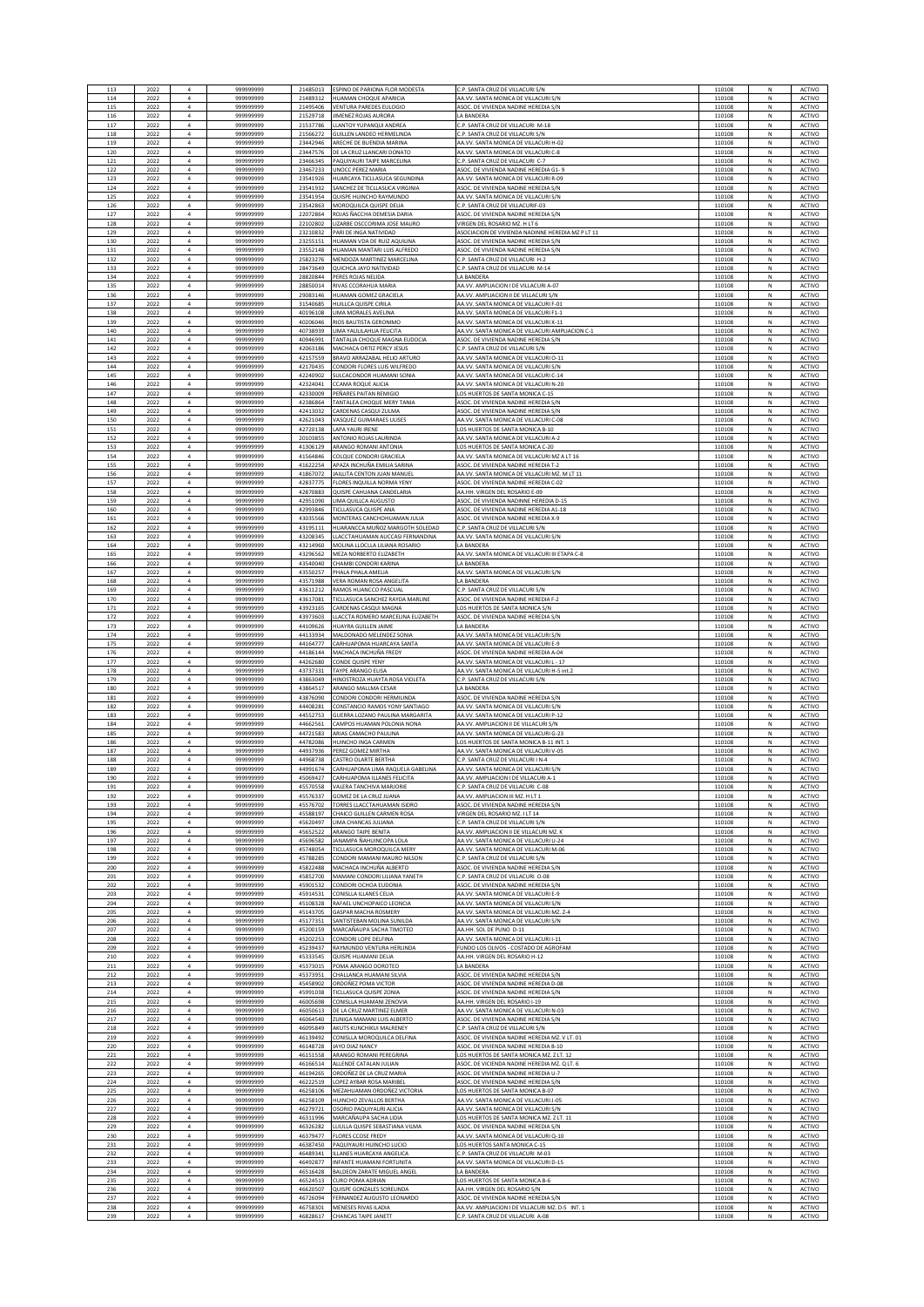| 113 | 2022 | 4 | 999999999 | 21485013 | ESPINO DE PARIONA FLOR MODESTA | C.P. SANTA CRUZ DE VILLACURI S/N | 110108 | N | ACTIVO |
|---|---|---|---|---|---|---|---|---|---|
| 114 | 2022 | 4 | 999999999 | 21489312 | HUAMAN CHOQUE APARICIA | AA.VV. SANTA MONICA DE VILLACURI S/N | 110108 | N | ACTIVO |
| 115 | 2022 | 4 | 999999999 | 21495406 | VENTURA PAREDES EULOGIO | ASOC. DE VIVIENDA NADINE HEREDIA S/N | 110108 | N | ACTIVO |
| 116 | 2022 | 4 | 999999999 | 21529718 | JIMENEZ ROJAS AURORA | LA BANDERA | 110108 | N | ACTIVO |
| 117 | 2022 | 4 | 999999999 | 21537786 | LLANTOY YUPANQUI ANDREA | C.P. SANTA CRUZ DE VILLACURI M-18 | 110108 | N | ACTIVO |
| 118 | 2022 | 4 | 999999999 | 21566272 | GUILLEN LANDEO HERMELINDA | C.P. SANTA CRUZ DE VILLACURI S/N | 110108 | N | ACTIVO |
| 119 | 2022 | 4 | 999999999 | 23442946 | ARECHE DE BUENDIA MARINA | AA.VV. SANTA MONICA DE VILLACURI H-02 | 110108 | N | ACTIVO |
| 120 | 2022 | 4 | 999999999 | 23447576 | DE LA CRUZ LLANCARI DONATO | AA.VV. SANTA MONICA DE VILLACURI C-8 | 110108 | N | ACTIVO |
| 121 | 2022 | 4 | 999999999 | 23466345 | PAQUIYAURI TAIPE MARCELINA | C.P. SANTA CRUZ DE VILLACURI C-7 | 110108 | N | ACTIVO |
| 122 | 2022 | 4 | 999999999 | 23467233 | UNOCC PEREZ MARIA | ASOC. DE VIVIENDA NADINE HEREDIA G1- 9 | 110108 | N | ACTIVO |
| 123 | 2022 | 4 | 999999999 | 23541926 | HUARCAYA TICLLASUCA SEGUNDINA | AA.VV. SANTA MONICA DE VILLACURI R-09 | 110108 | N | ACTIVO |
| 124 | 2022 | 4 | 999999999 | 23541932 | SANCHEZ DE TICLLASUCA VIRGINIA | ASOC. DE VIVIENDA NADINE HEREDIA S/N | 110108 | N | ACTIVO |
| 125 | 2022 | 4 | 999999999 | 23541954 | QUISPE HUINCHO RAYMUNDO | AA.VV. SANTA MONICA DE VILLACURI S/N | 110108 | N | ACTIVO |
| 126 | 2022 | 4 | 999999999 | 23542863 | MOROQUILCA QUISPE DELIA | C.P. SANTA CRUZ DE VILLACURI F-03 | 110108 | N | ACTIVO |
| 127 | 2022 | 4 | 999999999 | 22072864 | ROJAS ÑACCHA DEMESIA DARIA | ASOC. DE VIVIENDA NADINE HEREDIA S/N | 110108 | N | ACTIVO |
| 128 | 2022 | 4 | 999999999 | 22102802 | LIZARBE OSCCORIMA JOSE MAURO | VIRGEN DEL ROSARIO MZ. H LT 6 | 110108 | N | ACTIVO |
| 129 | 2022 | 4 | 999999999 | 23210832 | PARI DE INGA NATIVIDAD | ASOCIACION DE VIVIENDA NADINNE HEREDIA MZ P LT 11 | 110108 | N | ACTIVO |
| 130 | 2022 | 4 | 999999999 | 23255151 | HUAMAN VDA DE RUIZ AQUILINA | ASOC. DE VIVIENDA NADINE HEREDIA S/N | 110108 | N | ACTIVO |
| 131 | 2022 | 4 | 999999999 | 23552148 | HUAMAN MANTARI LUIS ALFREDO | ASOC. DE VIVIENDA NADINE HEREDIA S/N | 110108 | N | ACTIVO |
| 132 | 2022 | 4 | 999999999 | 25823276 | MENDOZA MARTINEZ MARCELINA | C.P. SANTA CRUZ DE VILLACURI H-2 | 110108 | N | ACTIVO |
| 133 | 2022 | 4 | 999999999 | 28473649 | QUICHCA JAYO NATIVIDAD | C.P. SANTA CRUZ DE VILLACURI M-14 | 110108 | N | ACTIVO |
| 134 | 2022 | 4 | 999999999 | 28820844 | PERES ROJAS NELIDA | LA BANDERA | 110108 | N | ACTIVO |
| 135 | 2022 | 4 | 999999999 | 28850014 | RIVAS CCORAHUA MARIA | AA.VV. AMPLIACION I DE VILLACURI A-07 | 110108 | N | ACTIVO |
| 136 | 2022 | 4 | 999999999 | 29083146 | HUAMAN GOMEZ GRACIELA | AA.VV. AMPLIACION II DE VILLACURI S/N | 110108 | N | ACTIVO |
| 137 | 2022 | 4 | 999999999 | 31540685 | HUILLCA QUISPE CIRILA | AA.VV. SANTA MONICA DE VILLACURI F-01 | 110108 | N | ACTIVO |
| 138 | 2022 | 4 | 999999999 | 40196108 | LIMA MORALES AVELINA | AA.VV. SANTA MONICA DE VILLACURI F1-1 | 110108 | N | ACTIVO |
| 139 | 2022 | 4 | 999999999 | 40206046 | RIOS BAUTISTA GERONIMO | AA.VV. SANTA MONICA DE VILLACURI X-11 | 110108 | N | ACTIVO |
| 140 | 2022 | 4 | 999999999 | 40738939 | LIMA YAULILAHUA FELICITA | AA.VV. SANTA MONICA DE VILLACURI AMPLIACION C-1 | 110108 | N | ACTIVO |
| 141 | 2022 | 4 | 999999999 | 40946991 | TANTALIA CHOQUE MAGNA EUDOCIA | ASOC. DE VIVIENDA NADINE HEREDIA S/N | 110108 | N | ACTIVO |
| 142 | 2022 | 4 | 999999999 | 42063186 | MACHACA ORTIZ PERCY JESUS | C.P. SANTA CRUZ DE VILLACURI S/N | 110108 | N | ACTIVO |
| 143 | 2022 | 4 | 999999999 | 42157559 | BRAVO ARRAZABAL HELIO ARTURO | AA.VV. SANTA MONICA DE VILLACURI O-11 | 110108 | N | ACTIVO |
| 144 | 2022 | 4 | 999999999 | 42170435 | CONDORI FLORES LUIS WILFREDO | AA.VV. SANTA MONICA DE VILLACURI S/N | 110108 | N | ACTIVO |
| 145 | 2022 | 4 | 999999999 | 42240902 | SULCACONDOR HUAMANI SONIA | AA.VV. SANTA MONICA DE VILLACURI C-14 | 110108 | N | ACTIVO |
| 146 | 2022 | 4 | 999999999 | 42324041 | CCAMA ROQUE ALICIA | AA.VV. SANTA MONICA DE VILLACURI N-20 | 110108 | N | ACTIVO |
| 147 | 2022 | 4 | 999999999 | 42330009 | PEÑARES PAITAN REMIGIO | LOS HUERTOS DE SANTA MONICA C-15 | 110108 | N | ACTIVO |
| 148 | 2022 | 4 | 999999999 | 42386864 | TANTALEA CHOQUE MERY TANIA | ASOC. DE VIVIENDA NADINE HEREDIA S/N | 110108 | N | ACTIVO |
| 149 | 2022 | 4 | 999999999 | 42413032 | CARDENAS CASQUI ZULMA | ASOC. DE VIVIENDA NADINE HEREDIA S/N | 110108 | N | ACTIVO |
| 150 | 2022 | 4 | 999999999 | 42621043 | VASQUEZ GUIMARAES ULISES | AA.VV. SANTA MONICA DE VILLACURI C-08 | 110108 | N | ACTIVO |
| 151 | 2022 | 4 | 999999999 | 42720138 | LAPA YAURI IRENE | LOS HUERTOS DE SANTA MONICA B-10 | 110108 | N | ACTIVO |
| 152 | 2022 | 4 | 999999999 | 20103855 | ANTONIO ROJAS LAURINDA | AA.VV. SANTA MONICA DE VILLACURI A-2 | 110108 | N | ACTIVO |
| 153 | 2022 | 4 | 999999999 | 41306129 | ARANGO ROMANI ANTONIA | LOS HUERTOS DE SANTA MONICA C-20 | 110108 | N | ACTIVO |
| 154 | 2022 | 4 | 999999999 | 41564846 | COLQUE CONDORI GRACIELA | AA.VV. SANTA MONICA DE VILLACURI MZ A LT 16 | 110108 | N | ACTIVO |
| 155 | 2022 | 4 | 999999999 | 41622254 | APAZA INCHUÑA EMILIA SARINA | ASOC. DE VIVIENDA NADINE HEREDIA T-2 | 110108 | N | ACTIVO |
| 156 | 2022 | 4 | 999999999 | 41867072 | JAILLITA CENTON JUAN MANUEL | AA.VV. SANTA MONICA DE VILLACURI MZ. M LT 11 | 110108 | N | ACTIVO |
| 157 | 2022 | 4 | 999999999 | 42837775 | FLORES INQUILLA NORMA YENY | ASOC. DE VIVIENDA NADINE HEREDIA C-02 | 110108 | N | ACTIVO |
| 158 | 2022 | 4 | 999999999 | 42870883 | QUISPE CAHUANA CANDELARIA | AA.HH. VIRGEN DEL ROSARIO E-09 | 110108 | N | ACTIVO |
| 159 | 2022 | 4 | 999999999 | 42951090 | LIMA QUILLCA AUGUSTO | ASOC. DE VIVIENDA NADINNE HEREDIA D-15 | 110108 | N | ACTIVO |
| 160 | 2022 | 4 | 999999999 | 42993846 | TICLLASUCA QUISPE ANA | ASOC. DE VIVIENDA NADINE HEREDIA A1-18 | 110108 | N | ACTIVO |
| 161 | 2022 | 4 | 999999999 | 43035566 | MONTERAS CANCHOHUAMAN JULIA | ASOC. DE VIVIENDA NADINE HEREDIA X-9 | 110108 | N | ACTIVO |
| 162 | 2022 | 4 | 999999999 | 43195111 | HUARANCCA MUÑOZ MARGOTH SOLEDAD | C.P. SANTA CRUZ DE VILLACURI S/N | 110108 | N | ACTIVO |
| 163 | 2022 | 4 | 999999999 | 43208345 | LLACCTAHUAMAN AUCCASI FERNANDINA | AA.VV. SANTA MONICA DE VILLACURI S/N | 110108 | N | ACTIVO |
| 164 | 2022 | 4 | 999999999 | 43214960 | MOLINA LLOCLLA LILIANA ROSARIO | LA BANDERA | 110108 | N | ACTIVO |
| 165 | 2022 | 4 | 999999999 | 43296562 | MEZA NORBERTO ELIZABETH | AA.VV. SANTA MONICA DE VILLACURI III ETAPA C-8 | 110108 | N | ACTIVO |
| 166 | 2022 | 4 | 999999999 | 43540040 | CHAMBI CONDORI KARINA | LA BANDERA | 110108 | N | ACTIVO |
| 167 | 2022 | 4 | 999999999 | 43550257 | PHALA PHALA AMELIA | AA.VV. SANTA MONICA DE VILLACURI S/N | 110108 | N | ACTIVO |
| 168 | 2022 | 4 | 999999999 | 43571988 | VERA ROMAN ROSA ANGELITA | LA BANDERA | 110108 | N | ACTIVO |
| 169 | 2022 | 4 | 999999999 | 43611212 | RAMOS HUANCCO PASCUAL | C.P. SANTA CRUZ DE VILLACURI S/N | 110108 | N | ACTIVO |
| 170 | 2022 | 4 | 999999999 | 43617081 | TICLLASUCA SANCHEZ RAYDA MARLINE | ASOC. DE VIVIENDA NADINE HEREDIA F-2 | 110108 | N | ACTIVO |
| 171 | 2022 | 4 | 999999999 | 43923165 | CARDENAS CASQUI MAGNA | LOS HUERTOS DE SANTA MONICA S/N | 110108 | N | ACTIVO |
| 172 | 2022 | 4 | 999999999 | 43973603 | LLACCTA ROMERO MARCELINA ELIZABETH | ASOC. DE VIVIENDA NADINE HEREDIA S/N | 110108 | N | ACTIVO |
| 173 | 2022 | 4 | 999999999 | 44109626 | HUAYRA GUILLEN JAIME | LA BANDERA | 110108 | N | ACTIVO |
| 174 | 2022 | 4 | 999999999 | 44133934 | MALDONADO MELENDEZ SONIA | AA.VV. SANTA MONICA DE VILLACURI S/N | 110108 | N | ACTIVO |
| 175 | 2022 | 4 | 999999999 | 44164777 | CARHUAPOMA HUARCAYA SANTA | AA.VV. SANTA MONICA DE VILLACURI E-9 | 110108 | N | ACTIVO |
| 176 | 2022 | 4 | 999999999 | 44186144 | MACHACA INCHUÑA FREDY | ASOC. DE VIVIENDA NADINE HEREDIA A-04 | 110108 | N | ACTIVO |
| 177 | 2022 | 4 | 999999999 | 44262680 | CONDE QUISPE YENY | AA.VV. SANTA MONICA DE VILLACURI L - 17 | 110108 | N | ACTIVO |
| 178 | 2022 | 4 | 999999999 | 43737331 | TAYPE ARANGO ELISA | AA.VV. SANTA MONICA DE VILLACURI H-5 int.2 | 110108 | N | ACTIVO |
| 179 | 2022 | 4 | 999999999 | 43863049 | HINOSTROZA HUAYTA ROSA VIOLETA | C.P. SANTA CRUZ DE VILLACURI S/N | 110108 | N | ACTIVO |
| 180 | 2022 | 4 | 999999999 | 43864517 | ARANGO MALLMA CESAR | LA BANDERA | 110108 | N | ACTIVO |
| 181 | 2022 | 4 | 999999999 | 43876090 | CONDORI CONDORI HERMILINDA | ASOC. DE VIVIENDA NADINE HEREDIA S/N | 110108 | N | ACTIVO |
| 182 | 2022 | 4 | 999999999 | 44408281 | CONSTANCIO RAMOS YONY SANTIAGO | AA.VV. SANTA MONICA DE VILLACURI S/N | 110108 | N | ACTIVO |
| 183 | 2022 | 4 | 999999999 | 44552753 | GUERRA LOZANO PAULINA MARGARITA | AA.VV. SANTA MONICA DE VILLACURI P-12 | 110108 | N | ACTIVO |
| 184 | 2022 | 4 | 999999999 | 44662561 | CAMPOS HUAMAN POLONIA NONA | AA.VV. AMPLIACION II DE VILLACURI S/N | 110108 | N | ACTIVO |
| 185 | 2022 | 4 | 999999999 | 44721583 | ARIAS CAMACHO PAULINA | AA.VV. SANTA MONICA DE VILLACURI G-23 | 110108 | N | ACTIVO |
| 186 | 2022 | 4 | 999999999 | 44782086 | HUINCHO INGA CARMEN | LOS HUERTOS DE SANTA MONICA B-11 INT. 1 | 110108 | N | ACTIVO |
| 187 | 2022 | 4 | 999999999 | 44937936 | PEREZ GOMEZ MIRTHA | AA.VV. SANTA MONICA DE VILLACURI V-05 | 110108 | N | ACTIVO |
| 188 | 2022 | 4 | 999999999 | 44968738 | CASTRO OLARTE BERTHA | C.P. SANTA CRUZ DE VILLACURI I N-4 | 110108 | N | ACTIVO |
| 189 | 2022 | 4 | 999999999 | 44991674 | CARHUAPOMA LIMA RAQUELA GABELINA | AA.VV. SANTA MONICA DE VILLACURI S/N | 110108 | N | ACTIVO |
| 190 | 2022 | 4 | 999999999 | 45069427 | CARHUAPOMA ILLANES FELICITA | AA.VV. AMPLIACION I DE VILLACURI A-1 | 110108 | N | ACTIVO |
| 191 | 2022 | 4 | 999999999 | 45570558 | VALERA TANCHIVA MARJORIE | C.P. SANTA CRUZ DE VILLACURI C-08 | 110108 | N | ACTIVO |
| 192 | 2022 | 4 | 999999999 | 45576337 | GOMEZ DE LA CRUZ JUANA | AA.VV. AMPLIACION III MZ. H LT 1 | 110108 | N | ACTIVO |
| 193 | 2022 | 4 | 999999999 | 45576702 | TORRES LLACCTAHUAMAN ISIDRO | ASOC. DE VIVIENDA NADINE HEREDIA S/N | 110108 | N | ACTIVO |
| 194 | 2022 | 4 | 999999999 | 45588197 | CHAICO GUILLEN CARMEN ROSA | VIRGEN DEL ROSARIO MZ. I LT 14 | 110108 | N | ACTIVO |
| 195 | 2022 | 4 | 999999999 | 45620497 | LIMA CHANCAS JULIANA | C.P. SANTA CRUZ DE VILLACURI S/N | 110108 | N | ACTIVO |
| 196 | 2022 | 4 | 999999999 | 45652522 | ARANGO TAIPE BENITA | AA.VV. AMPLIACION II DE VILLACURI MZ. K | 110108 | N | ACTIVO |
| 197 | 2022 | 4 | 999999999 | 45696562 | JANAMPA ÑAHUINCOPA LOLA | AA.VV. SANTA MONICA DE VILLACURI U-24 | 110108 | N | ACTIVO |
| 198 | 2022 | 4 | 999999999 | 45748054 | TICLLASUCA MOROQUILCA MERY | AA.VV. SANTA MONICA DE VILLACURI M-06 | 110108 | N | ACTIVO |
| 199 | 2022 | 4 | 999999999 | 45788285 | CONDORI MAMANI MAURO NILSON | C.P. SANTA CRUZ DE VILLACURI S/N | 110108 | N | ACTIVO |
| 200 | 2022 | 4 | 999999999 | 45822488 | MACHACA INCHUÑA ALBERTO | ASOC. DE VIVIENDA NADINE HEREDIA S/N | 110108 | N | ACTIVO |
| 201 | 2022 | 4 | 999999999 | 45852700 | MAMANI CONDORI LILIANA YANETH | C.P. SANTA CRUZ DE VILLACURI O-08 | 110108 | N | ACTIVO |
| 202 | 2022 | 4 | 999999999 | 45901532 | CONDORI OCHOA EUDONIA | ASOC. DE VIVIENDA NADINE HEREDIA S/N | 110108 | N | ACTIVO |
| 203 | 2022 | 4 | 999999999 | 45914531 | CONISLLA ILLANES CELIA | AA.VV. SANTA MONICA DE VILLACURI E-9 | 110108 | N | ACTIVO |
| 204 | 2022 | 4 | 999999999 | 45108328 | RAFAEL UNCHOPAICO LEONCIA | AA.VV. SANTA MONICA DE VILLACURI S/N | 110108 | N | ACTIVO |
| 205 | 2022 | 4 | 999999999 | 45143705 | GASPAR MACHA ROSMERY | AA.VV. SANTA MONICA DE VILLACURI MZ. Z-4 | 110108 | N | ACTIVO |
| 206 | 2022 | 4 | 999999999 | 45177351 | SANTISTEBAN MOLINA SUNILDA | AA.VV. SANTA MONICA DE VILLACURI S/N | 110108 | N | ACTIVO |
| 207 | 2022 | 4 | 999999999 | 45200159 | MARCAÑAUPA SACHA TIMOTEO | AA.HH. SOL DE PUNO D-11 | 110108 | N | ACTIVO |
| 208 | 2022 | 4 | 999999999 | 45202253 | CONDORI LOPE DELFINA | AA.VV. SANTA MONICA DE VILLACURI I-11 | 110108 | N | ACTIVO |
| 209 | 2022 | 4 | 999999999 | 45239437 | RAYMUNDO VENTURA HERLINDA | FUNDO LOS OLIVOS - COSTADO DE AGROFAM | 110108 | N | ACTIVO |
| 210 | 2022 | 4 | 999999999 | 45333545 | QUISPE HUAMANI DELIA | AA.HH. VIRGEN DEL ROSARIO H-12 | 110108 | N | ACTIVO |
| 211 | 2022 | 4 | 999999999 | 45373035 | POMA ARANGO DOROTEO | LA BANDERA | 110108 | N | ACTIVO |
| 212 | 2022 | 4 | 999999999 | 45373951 | CHALLANCA HUAMANI SILVIA | ASOC. DE VIVIENDA NADINE HEREDIA S/N | 110108 | N | ACTIVO |
| 213 | 2022 | 4 | 999999999 | 45458902 | ORDOÑEZ POMA VICTOR | ASOC. DE VIVIENDA NADINE HEREDIA D-08 | 110108 | N | ACTIVO |
| 214 | 2022 | 4 | 999999999 | 45991038 | TICLLASUCA QUISPE ZONIA | ASOC. DE VIVIENDA NADINE HEREDIA S/N | 110108 | N | ACTIVO |
| 215 | 2022 | 4 | 999999999 | 46005698 | CONISLLA HUAMANI ZENOVIA | AA.HH. VIRGEN DEL ROSARIO I-19 | 110108 | N | ACTIVO |
| 216 | 2022 | 4 | 999999999 | 46050613 | DE LA CRUZ MARTINEZ ELMER | AA.VV. SANTA MONICA DE VILLACURI N-03 | 110108 | N | ACTIVO |
| 217 | 2022 | 4 | 999999999 | 46064540 | ZUNIGA MAMANI LUIS ALBERTO | ASOC. DE VIVIENDA NADINE HEREDIA S/N | 110108 | N | ACTIVO |
| 218 | 2022 | 4 | 999999999 | 46095849 | AKUTS KUNCHIKUI MALRENEY | C.P. SANTA CRUZ DE VILLACURI S/N | 110108 | N | ACTIVO |
| 219 | 2022 | 4 | 999999999 | 46139492 | CONISLLA MOROQUILCA DELFINA | ASOC. DE VIVIENDA NADINE HEREDIA MZ. V LT. 01 | 110108 | N | ACTIVO |
| 220 | 2022 | 4 | 999999999 | 46148728 | JAYO DIAZ NANCY | ASOC. DE VIVIENDA NADINE HEREDIA B-10 | 110108 | N | ACTIVO |
| 221 | 2022 | 4 | 999999999 | 46151558 | ARANGO ROMANI PEREGRINA | LOS HUERTOS DE SANTA MONICA MZ. Z LT. 12 | 110108 | N | ACTIVO |
| 222 | 2022 | 4 | 999999999 | 46166514 | ALLENDE CATALAN JULIAN | ASOC. DE VICIENDA NADINE HEREDIA MZ. Q LT. 6 | 110108 | N | ACTIVO |
| 223 | 2022 | 4 | 999999999 | 46194265 | ORDOÑEZ DE LA CRUZ MARIA | ASOC. DE VIVIENDA NADINE HEREDIA U-7 | 110108 | N | ACTIVO |
| 224 | 2022 | 4 | 999999999 | 46222519 | LOPEZ AYBAR ROSA MARIBEL | ASOC. DE VIVIENDA NADINE HEREDIA S/N | 110108 | N | ACTIVO |
| 225 | 2022 | 4 | 999999999 | 46258106 | MEZAHUAMAN ORDOÑEZ VICTORIA | LOS HUERTOS DE SANTA MONICA B-07 | 110108 | N | ACTIVO |
| 226 | 2022 | 4 | 999999999 | 46258109 | HUINCHO ZEVALLOS BERTHA | AA.VV. SANTA MONICA DE VILLACURI J-05 | 110108 | N | ACTIVO |
| 227 | 2022 | 4 | 999999999 | 46279721 | OSORIO PAQUIYAURI ALICIA | AA.VV. SANTA MONICA DE VILLACURI S/N | 110108 | N | ACTIVO |
| 228 | 2022 | 4 | 999999999 | 46311996 | MARCAÑAUPA SACHA LIDIA | LOS HUERTOS DE SANTA MONICA MZ. Z LT. 11 | 110108 | N | ACTIVO |
| 229 | 2022 | 4 | 999999999 | 46326282 | LLIULLA QUISPE SEBASTIANA VILMA | ASOC. DE VIVIENDA NADINE HEREDIA S/N | 110108 | N | ACTIVO |
| 230 | 2022 | 4 | 999999999 | 46379477 | FLORES CCOSE FREDY | AA.VV. SANTA MONICA DE VILLACURI Q-10 | 110108 | N | ACTIVO |
| 231 | 2022 | 4 | 999999999 | 46387450 | PAQUIYAURI HUINCHO LUCIO | LOS HUERTOS SANTA MONICA C-15 | 110108 | N | ACTIVO |
| 232 | 2022 | 4 | 999999999 | 46489341 | ILLANES HUARCAYA ANGELICA | C.P. SANTA CRUZ DE VILLACURI M-03 | 110108 | N | ACTIVO |
| 233 | 2022 | 4 | 999999999 | 46492877 | INFANTE HUAMANI FORTUNATA | AA.VV. SANTA MONICA DE VILLACURI D-15 | 110108 | N | ACTIVO |
| 234 | 2022 | 4 | 999999999 | 46516428 | BALDEON ZARATE MIGUEL ANGEL | LA BANDERA | 110108 | N | ACTIVO |
| 235 | 2022 | 4 | 999999999 | 46524513 | CURO POMA ADRIAN | LOS HUERTOS DE SANTA MONICA B-6 | 110108 | N | ACTIVO |
| 236 | 2022 | 4 | 999999999 | 46620507 | QUISPE GONZALES SOREUNDA | AA.HH. VIRGEN DEL ROSARIO S/N | 110108 | N | ACTIVO |
| 237 | 2022 | 4 | 999999999 | 46726094 | FERNANDEZ AUGUSTO LEONARDO | ASOC. DE VIVIENDA NADINE HEREDIA S/N | 110108 | N | ACTIVO |
| 238 | 2022 | 4 | 999999999 | 46758301 | MENESES RIVAS ILADIA | AA.VV. AMPLIACION I DE VILLACURI MZ. D-5 INT. 1 | 110108 | N | ACTIVO |
| 239 | 2022 | 4 | 999999999 | 46828617 | CHANCAS TAIPE JANETT | C.P. SANTA CRUZ DE VILLACURI A-08 | 110108 | N | ACTIVO |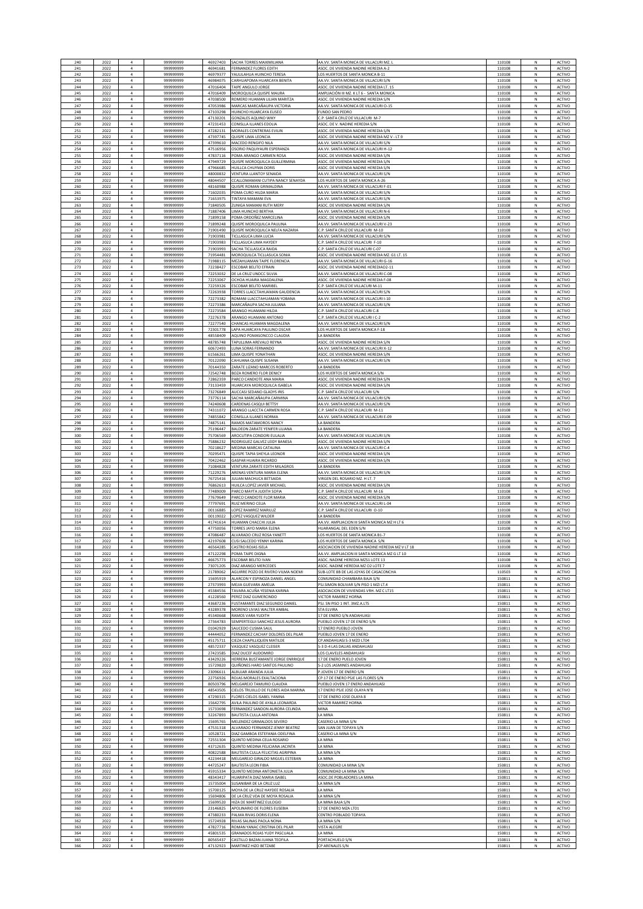| 240 | 2022 | 4 | 999999999 | 46927403 | SACHA TORRES MAXIMILIANA | AA.VV. SANTA MONICA DE VILLACURI MZ. L | 110108 | N | ACTIVO |
|---|---|---|---|---|---|---|---|---|---|
| 241 | 2022 | 4 | 999999999 | 46941681 | FERNANDEZ FLORES EDITH | ASOC. DE VIVIENDA NADINE HEREDIA A-2 | 110108 | N | ACTIVO |
| 242 | 2022 | 4 | 999999999 | 46979377 | YAULILAHUA HUINCHO TERESA | LOS HUERTOS DE SANTA MONICA B-11 | 110108 | N | ACTIVO |
| 243 | 2022 | 4 | 999999999 | 46984075 | CARHUAPOMA HUARCAYA BENITA | AA.VV. SANTA MONICA DE VILLACURI S/N | 110108 | N | ACTIVO |
| 244 | 2022 | 4 | 999999999 | 47016404 | TAIPE ANGULO JORGE | ASOC. DE VIVIENDA NADINE HEREDIA LT. 15 | 110108 | N | ACTIVO |
| 245 | 2022 | 4 | 999999999 | 47016409 | MOROQUILCA QUISPE MAURA | AMPLIACIÓN III MZ. K LT 6 - SANTA MONICA | 110108 | N | ACTIVO |
| 246 | 2022 | 4 | 999999999 | 47038500 | ROMERO HUAMAN LILIAN MARITZA | ASOC. DE VIVIENDA NADINE HEREDIA S/N | 110108 | N | ACTIVO |
| 247 | 2022 | 4 | 999999999 | 47053986 | MARCAS MARCAÑAUPA VICTORIA | AA.VV. SANTA MONICA DE VILLACURI O-15 | 110108 | N | ACTIVO |
| 248 | 2022 | 4 | 999999999 | 47103298 | HUINCHO HUARCAYA EUSEO | FUNDO SAN PEDRO | 110108 | N | ACTIVO |
| 249 | 2022 | 4 | 999999999 | 47130201 | GONZALES AQUINO WIKY | C.P. SANTA CRUZ DE VILLACURI M-7 | 110108 | N | ACTIVO |
| 250 | 2022 | 4 | 999999999 | 47231453 | CONISLLA ILLANES EDOLIA | ASOC. DE V. NADINE HEREDIA S/N | 110108 | N | ACTIVO |
| 251 | 2022 | 4 | 999999999 | 47282131 | MORALES CONTRERAS EVILIN | ASOC. DE VIVIENDA NADINE HEREDIA S/N | 110108 | N | ACTIVO |
| 252 | 2022 | 4 | 999999999 | 47397745 | QUISPE LIMA LEONCIA | ASOC. DE VIVIENDA NADINE HEREDIA MZ V - LT.9 | 110108 | N | ACTIVO |
| 253 | 2022 | 4 | 999999999 | 47399610 | MACEDO RENGIFO NILA | AA.VV. SANTA MONICA DE VILLACURI S/N | 110108 | N | ACTIVO |
| 254 | 2022 | 4 | 999999999 | 47516956 | OSORIO PAQUIYAURI ESPERANZA | AA.VV. SANTA MONICA DE VILLACURI H-12 | 110108 | N | ACTIVO |
| 255 | 2022 | 4 | 999999999 | 47837116 | POMA ARANGO CARMEN ROSA | ASOC. DE VIVIENDA NADINE HEREDIA S/N | 110108 | N | ACTIVO |
| 256 | 2022 | 4 | 999999999 | 47949729 | QUISPE MOROQUILCA GUILLERMINA | ASOC. DE VIVIENDA NADINE HEREDIA S/N | 110108 | N | ACTIVO |
| 257 | 2022 | 4 | 999999999 | 47966685 | HUILLCA CHUYMA DORIS | ASOC. DE VIVIENDA NADINE HEREDIA S/N | 110108 | N | ACTIVO |
| 258 | 2022 | 4 | 999999999 | 48000832 | VENTURA LLANTOY SENAIDA | AA.VV. SANTA MONICA DE VILLACURI S/N | 110108 | N | ACTIVO |
| 259 | 2022 | 4 | 999999999 | 48044507 | CCALLOMAMANI CUTIPA NANCY SENAYDA | LOS HUERTOS DE SANTA MONICA A-26 | 110108 | N | ACTIVO |
| 260 | 2022 | 4 | 999999999 | 48160988 | QUISPE ROMAN GRIMALDINA | AA.VV. SANTA MONICA DE VILLACURI F-01 | 110108 | N | ACTIVO |
| 261 | 2022 | 4 | 999999999 | 71602035 | POMA CURO HILDA MARIA | AA.VV. SANTA MONICA DE VILLACURI S/N | 110108 | N | ACTIVO |
| 262 | 2022 | 4 | 999999999 | 71653975 | TINTAYA MAMANI EVA | AA.VV. SANTA MONICA DE VILLACURI S/N | 110108 | N | ACTIVO |
| 263 | 2022 | 4 | 999999999 | 71840505 | ZUNIGA MAMANI RUTH MERY | ASOC. DE VIVIENDA NADINE HEREDIA S/N | 110108 | N | ACTIVO |
| 264 | 2022 | 4 | 999999999 | 71887406 | LIMA HUINCHO BERTHA | AA.VV. SANTA MONICA DE VILLACURI N-6 | 110108 | N | ACTIVO |
| 265 | 2022 | 4 | 999999999 | 71899158 | POMA ORDOÑEZ MARCELINA | ASOC. DE VIVIENDA NADINE HEREDIA S/N | 110108 | N | ACTIVO |
| 266 | 2022 | 4 | 999999999 | 71899248 | QUISPE MOROQUILCA PAULINA | AA.VV. SANTA MONICA DE VILLACURI V-23 | 110108 | N | ACTIVO |
| 267 | 2022 | 4 | 999999999 | 71901490 | QUISPE MOROQUILCA NELFA NAZARIA | C.P. SANTA CRUZ DE VILLACURI M-10 | 110108 | N | ACTIVO |
| 268 | 2022 | 4 | 999999999 | 71903981 | TICLLASUCA LIMA LUCIA | AA.VV. SANTA MONICA DE VILLACURI S/N | 110108 | N | ACTIVO |
| 269 | 2022 | 4 | 999999999 | 71903983 | TICLLASUCA LIMA HAYDEY | C.P. SANTA CRUZ DE VILLACURI F-10 | 110108 | N | ACTIVO |
| 270 | 2022 | 4 | 999999999 | 71903993 | SACHA TICLLASUCA RAIDA | C.P. SANTA CRUZ DE VILLACURI C-07 | 110108 | N | ACTIVO |
| 271 | 2022 | 4 | 999999999 | 71954481 | MOROQUILCA TICLLASUCA SONIA | ASOC. DE VIVIENDA NADINE HEREDIA MZ. G1 LT. 15 | 110108 | N | ACTIVO |
| 272 | 2022 | 4 | 999999999 | 71988115 | MEZAHUAMAN TAIPE FLORENCIA | AA.VV. SANTA MONICA DE VILLACURI G-16 | 110108 | N | ACTIVO |
| 273 | 2022 | 4 | 999999999 | 72238427 | ESCOBAR BELITO EFRAIN | ASOC. DE VIVIENDA NADINE HEREDIAO2-11 | 110108 | N | ACTIVO |
| 274 | 2022 | 4 | 999999999 | 72253032 | DE LA CRUZ LINOCC SILVIA | AA.VV. SANTA MONICA DE VILLACURI C-08 | 110108 | N | ACTIVO |
| 275 | 2022 | 4 | 999999999 | 72253067 | OCHOA HUAIRA MAGDALENA | ASOC. DE VIVIENDA NADINE HEREDIA F-08 | 110108 | N | ACTIVO |
| 276 | 2022 | 4 | 999999999 | 72259326 | ESCOBAR BELITO MARIBEL | C.P. SANTA CRUZ DE VILLACURI M-11 | 110108 | N | ACTIVO |
| 277 | 2022 | 4 | 999999999 | 72263938 | TORRES LLACCTAHUAMAN GAUDENCIA | AA.VV. SANTA MONICA DE VILLACURI S/N | 110108 | N | ACTIVO |
| 278 | 2022 | 4 | 999999999 | 72273382 | ROMANI LLACCTAHUAMAN YOBANA | AA.VV. SANTA MONICA DE VILLACURI I-10 | 110108 | N | ACTIVO |
| 279 | 2022 | 4 | 999999999 | 72273386 | MARCAÑAUPA SACHA JULIANA | AA.VV. SANTA MONICA DE VILLACURI S/N | 110108 | N | ACTIVO |
| 280 | 2022 | 4 | 999999999 | 72273584 | ARANGO HUAMANI HILDA | C.P. SANTA CRUZ DE VILLACURI C-8 | 110108 | N | ACTIVO |
| 281 | 2022 | 4 | 999999999 | 72276378 | ARANGO HUAMANI ANTONIO | C.P. SANTA CRUZ DE VILLACURI I C-2 | 110108 | N | ACTIVO |
| 282 | 2022 | 4 | 999999999 | 72277540 | CHANCAS HUAMAN MAGDALENA | AA.VV. SANTA MONICA DE VILLACURI S/N | 110108 | N | ACTIVO |
| 283 | 2022 | 4 | 999999999 | 72301778 | LAPA HUARCAYA PAULINO OSCAR | LOS HUERTOS DE SANTA MONICA F-18 | 110108 | N | ACTIVO |
| 284 | 2022 | 4 | 999999999 | 48558409 | AQUINO POMASONCCO CLAUDIA | LA BANDERA | 110108 | N | ACTIVO |
| 285 | 2022 | 4 | 999999999 | 48785748 | TAPULLIMA AREVALO REYNA | ASOC. DE VIVIENDA NADINE HEREDIA S/N | 110108 | N | ACTIVO |
| 286 | 2022 | 4 | 999999999 | 60672493 | LUNA SORAS FERNANDO | AA.VV. SANTA MONICA DE VILLACURI K-12 | 110108 | N | ACTIVO |
| 287 | 2022 | 4 | 999999999 | 61566261 | LIMA QUISPE YONATHAN | ASOC. DE VIVIENDA NADINE HEREDIA S/N | 110108 | N | ACTIVO |
| 288 | 2022 | 4 | 999999999 | 70122090 | CAHUANA QUISPE SUSANA | AA.VV. SANTA MONICA DE VILLACURI S/N | 110108 | N | ACTIVO |
| 289 | 2022 | 4 | 999999999 | 70144350 | ZARATE LIZANO MARCOS ROBERTO | LA BANDERA | 110108 | N | ACTIVO |
| 290 | 2022 | 4 | 999999999 | 72542748 | BOZA ROMERO FLOR DENICY | LOS HUERTOS DE SANTA MONICA S/N | 110108 | N | ACTIVO |
| 291 | 2022 | 4 | 999999999 | 72862359 | PARCO CANDIOTE ANA MARIA | ASOC. DE VIVIENDA NADINE HEREDIA S/N | 110108 | N | ACTIVO |
| 292 | 2022 | 4 | 999999999 | 73133459 | HUARCAYA MOROQUILCA ISABELA | ASOC. DE VIVIENDA NADINE HEREDIA S/N | 110108 | N | ACTIVO |
| 293 | 2022 | 4 | 999999999 | 73276849 | AUCCASI SEDANO GLADYS IRIS | C.P. SANTA CRUZ DE VILLACURI S/N | 110108 | N | ACTIVO |
| 294 | 2022 | 4 | 999999999 | 73776114 | SACHA MARCAÑAUPA CARMINA | AA.VV. SANTA MONICA DE VILLACURI S/N | 110108 | N | ACTIVO |
| 295 | 2022 | 4 | 999999999 | 74240608 | CARDENAS CASQUI BETTSY | AA.VV. SANTA MONICA DE VILLACURI S/N | 110108 | N | ACTIVO |
| 296 | 2022 | 4 | 999999999 | 74311072 | ARANGO LLACCTA CARMEN ROSA | C.P. SANTA CRUZ DE VILLACURI M-11 | 110108 | N | ACTIVO |
| 297 | 2022 | 4 | 999999999 | 74855842 | CONISLLA ILLANES NORMA | AA.VV. SANTA MONICA DE VILLACURI E-09 | 110108 | N | ACTIVO |
| 298 | 2022 | 4 | 999999999 | 74875141 | RAMOS MATAMOROS NANCY | LA BANDERA | 110108 | N | ACTIVO |
| 299 | 2022 | 4 | 999999999 | 75196447 | BALDEON ZARATE YENIFER LILIANA | LA BANDERA | 110108 | N | ACTIVO |
| 300 | 2022 | 4 | 999999999 | 75706569 | AROCUTIPA CONDORI EULALIA | AA.VV. SANTA MONICA DE VILLACURI S/N | 110108 | N | ACTIVO |
| 301 | 2022 | 4 | 999999999 | 75886232 | RODRIGUEZ GALVEZ LEIDY BANESA | ASOC. DE VIVIENDA NADINE HEREDIA S/N | 110108 | N | ACTIVO |
| 302 | 2022 | 4 | 999999999 | 70218627 | MEDINA MARCAS CATALINA | AA.VV. SANTA MONICA DE VILLACURI C-4 | 110108 | N | ACTIVO |
| 303 | 2022 | 4 | 999999999 | 70295471 | QUISPE TAPIA SHEYLA LEONOR | ASOC. DE VIVIENDA NADINE HEREDIA S/N | 110108 | N | ACTIVO |
| 304 | 2022 | 4 | 999999999 | 70422462 | GASPAR HUAIRA RICARDO | ASOC. DE VIVIENDA NADINE HEREDIA S/N | 110108 | N | ACTIVO |
| 305 | 2022 | 4 | 999999999 | 71084828 | VENTURA ZARATE EDITH MILAGROS | LA BANDERA | 110108 | N | ACTIVO |
| 306 | 2022 | 4 | 999999999 | 71229276 | ARENAS VENTURA MARIA ELENA | AA.VV. SANTA MONICA DE VILLACURI S/N | 110108 | N | ACTIVO |
| 307 | 2022 | 4 | 999999999 | 76725416 | JULIAN MACHUCA BETSAIDA | VIRGEN DEL ROSARIO MZ. H LT. 7 | 110108 | N | ACTIVO |
| 308 | 2022 | 4 | 999999999 | 76862613 | HUILCA LOPEZ JAVIER MICHAEL | ASOC. DE VIVIENDA NADINE HEREDIA S/N | 110108 | N | ACTIVO |
| 309 | 2022 | 4 | 999999999 | 77489009 | PARCO MAYTA JUDITH SOFIA | C.P. SANTA CRUZ DE VILLACURI M-16 | 110108 | N | ACTIVO |
| 310 | 2022 | 4 | 999999999 | 77679649 | PARCO CANDIOTE FLOR MARIA | ASOC. DE VIVIENDA NADINE HEREDIA S/N | 110108 | N | ACTIVO |
| 311 | 2022 | 4 | 999999999 | 77797691 | RUIZ MERINO CELIA | AA.VV. SANTA MONICA DE VILLACURI L-04 | 110108 | N | ACTIVO |
| 312 | 2022 | 4 | 999999999 | 00116885 | LOPEZ RAMIREZ MARILUZ | C.P. SANTA CRUZ DE VILLACURI O-10 | 110108 | N | ACTIVO |
| 313 | 2022 | 4 | 999999999 | 00119022 | LOPEZ VASQUEZ WILDER | LA BANDERA | 110108 | N | ACTIVO |
| 314 | 2022 | 4 | 999999999 | 41741614 | HUAMAN CHACCHI JULIA | AA.VV. AMPLIACION III SANTA MONICA MZ H LT 6 | 110108 | N | ACTIVO |
| 315 | 2022 | 4 | 999999999 | 47750056 | TORRES JAYO MARIA ELENA | HUARANGAL DEL EDEN S/N | 110108 | N | ACTIVO |
| 316 | 2022 | 4 | 999999999 | 47086487 | ALVARADO CRUZ ROSA YANETT | LOS HUERTOS DE SANTA MONICA B1-7 | 110108 | N | ACTIVO |
| 317 | 2022 | 4 | 999999999 | 42197608 | CUSI SALCEDO YENNY KARINA | LOS HUERTOS DE SANTA MONICA S/N | 110108 | N | ACTIVO |
| 318 | 2022 | 4 | 999999999 | 46564285 | CASTRO ROJAS ISELA | ASOCIACION DE VIVIENDA NADINE HEREDIA MZ V LT 18 | 110108 | N | ACTIVO |
| 319 | 2022 | 4 | 999999999 | 47122298 | POMA TAIPE DIGNA | AA.VV. AMPLIACION III SANTA MONICA MZ G LT 10 | 110108 | N | ACTIVO |
| 320 | 2022 | 4 | 999999999 | 46675773 | ESCOBAR BELITO IVAN | ASOC. NADINE HEREDIA MZ51 LOTE 13 | 110108 | N | ACTIVO |
| 321 | 2022 | 4 | 999999999 | 73071205 | DIAZ ARANGO MERCEDES | ASOC. NADINE HEREDIA MZ O2 LOTE 7 | 110108 | N | ACTIVO |
| 322 | 2022 | 4 | 999999999 | 21789062 | AGUIRRE POZO DE RIVERO VILMA NOEMI | SUB-LOTE 88 DE LAS JOYAS DE CASACONCHA | 110503 | N | ACTIVO |
| 323 | 2022 | 4 | 999999999 | 15695919 | ALARCON Y ESPINOZA DANIEL ANGEL | COMUNIDAD CHAMBARA BAJA S/N | 150811 | N | ACTIVO |
| 324 | 2022 | 4 | 999999999 | 27373993 | MEJIA GUEVARA AMELIA | PSJ.SIMON BOLIVAR S/N PISO 1 MZI LT.4 | 150811 | N | ACTIVO |
| 325 | 2022 | 4 | 999999999 | 45384556 | TAVARA ACUÑA YESENIA KARINA | ASOCIACION DE VIVIENDAS VRH. MZ C LT15 | 150811 | N | ACTIVO |
| 326 | 2022 | 4 | 999999999 | 41228560 | PEREZ DIAZ GUMERCINDO | VICTOR RAMIREZ HORNA | 150811 | N | ACTIVO |
| 327 | 2022 | 4 | 999999999 | 43687236 | FUSTAMANTE DIAZ SEGUNDO DANIEL | PSJ. SN PISO 1 INT. 3MZ.A LT5 | 150811 | N | ACTIVO |
| 328 | 2022 | 4 | 999999999 | 43289378 | MORENO LIVIAS WALTER ANIBAL | STA ELVIRA | 150811 | N | ACTIVO |
| 329 | 2022 | 4 | 999999999 | 45340668 | RAMOS VARA YUDITH | 17 DE ENERO S/N ANDAHUASI | 150811 | N | ACTIVO |
| 330 | 2022 | 4 | 999999999 | 27364783 | SEMPERTEGUI SANCHEZ JESUS AURORA | PUEBLO JOVEN 17 DE ENERO S/N | 150811 | N | ACTIVO |
| 331 | 2022 | 4 | 999999999 | 01042929 | SAUCEDO CUSMA SAUL | 17 ENERO PUEBLO JOVEN | 150811 | N | ACTIVO |
| 332 | 2022 | 4 | 999999999 | 44444052 | FERNANDEZ CACHAY DOLORES DEL PILAR | PUEBLO JOVEN 17 DE ENERO | 150811 | N | ACTIVO |
| 333 | 2022 | 4 | 999999999 | 45175711 | CIEZA CHAPILLIQUEN MATILDE | CP.ANDAHUASI S-3 MZD LT04 | 150811 | N | ACTIVO |
| 334 | 2022 | 4 | 999999999 | 48572337 | VASQUEZ VASQUEZ CLEISER | S-3 D-4 LAS DALIAS ANDAHUASI | 150811 | N | ACTIVO |
| 335 | 2022 | 4 | 999999999 | 27423585 | DIAZ DUCEF AUDOMIRO | LOS CLAVELES ANDAHUASI | 150811 | N | ACTIVO |
| 336 | 2022 | 4 | 999999999 | 43429226 | HERRERA BUSTAMANTE JORGE ENRRIQUE | 17 DE ENERO PUELO JOVEN | 150811 | N | ACTIVO |
| 337 | 2022 | 4 | 999999999 | 15729820 | QUIÑONES HARO SANTOS PAULINO | S-2 LOS JASMINES ANDAHUASI | 150811 | N | ACTIVO |
| 338 | 2022 | 4 | 999999999 | 23096611 | ALBUJAR ARANDA JULIA | P.JOVEN 17 DE ENERO S/N | 150811 | N | ACTIVO |
| 339 | 2022 | 4 | 999999999 | 22756926 | ROJAS MORALES EXALTACIONA | CP.17 DE ENERO PSJE LAS FLORES S/N | 150811 | N | ACTIVO |
| 340 | 2022 | 4 | 999999999 | 80503796 | MELGAREJO TAMURIO CLAUDIA | PUEBLO JOVEN 17 ENERO ANDAHUASI | 150811 | N | ACTIVO |
| 341 | 2022 | 4 | 999999999 | 48543505 | CIELOS TRUJILLO DE FLORES AIDA MARINA | 17 ENERO PSJE JOSE OLAYA N°8 | 150811 | N | ACTIVO |
| 342 | 2022 | 4 | 999999999 | 47290315 | FLORES CIELOS ISABEL YANINA | 17 DE ENERO JOSE OLAYA 8 | 150811 | N | ACTIVO |
| 343 | 2022 | 4 | 999999999 | 15642795 | AVILA PAULINO DE AYALA LEONARDA | VICTOR RAMIREZ HORNA | 150811 | N | ACTIVO |
| 344 | 2022 | 4 | 999999999 | 15733698 | FERNANDEZ SANDON AURORA CELINDA | MINA | 150811 | N | ACTIVO |
| 345 | 2022 | 4 | 999999999 | 32267893 | BAUTISTA CULLA ANTONIA | LA MINA | 150811 | N | ACTIVO |
| 346 | 2022 | 4 | 999999999 | 15695765 | MELENDEZ GRIMALDOS SEVERO | CASERIO LA MINA S/N | 150811 | N | ACTIVO |
| 347 | 2022 | 4 | 999999999 | 47531318 | ALVARADO FERNANDEZ JENNY BEATRIZ | SAN JUAN DE TOPAYA S/N | 150811 | N | ACTIVO |
| 348 | 2022 | 4 | 999999999 | 10528721 | DIAZ GAMBOA ESTEFANIA ODELFINA | CASERIO LA MINA S/N | 150811 | N | ACTIVO |
| 349 | 2022 | 4 | 999999999 | 72551304 | QUINTO MEDINA CELIA ROSARIO | LA MINA | 150811 | N | ACTIVO |
| 350 | 2022 | 4 | 999999999 | 43712635 | QUINTO MEDINA FELICIANA JACINTA | LA MINA | 150811 | N | ACTIVO |
| 351 | 2022 | 4 | 999999999 | 40822588 | BAUTISTA CULLA FELICITAS AGRIPINA | LA MINA S/N | 150811 | N | ACTIVO |
| 352 | 2022 | 4 | 999999999 | 42234418 | MELGAREJO GIRALDO MIGUEL ESTEBAN | LA MINA | 150811 | N | ACTIVO |
| 353 | 2022 | 4 | 999999999 | 44725247 | BAUTISTA LEON FIBIA | COMUNIDAD LA MINA S/N | 150811 | N | ACTIVO |
| 354 | 2022 | 4 | 999999999 | 45915334 | QUINTO MEDINA ANTONIETA JULIA | COMUNIDAD LA MINA S/N | 150811 | N | ACTIVO |
| 355 | 2022 | 4 | 999999999 | 48343417 | HUARIPATA DIAZ MARIA ISABEL | ASOC.DE POBLADORES LA MINA | 150811 | N | ACTIVO |
| 356 | 2022 | 4 | 999999999 | 15735004 | SUSANIBAR DE LA CRUZ LUZ | LA MINA S/N | 150811 | N | ACTIVO |
| 357 | 2022 | 4 | 999999999 | 15700125 | MOYA DE LA CRUZ HAYDEE ROSALIA | LA MINA | 150811 | N | ACTIVO |
| 358 | 2022 | 4 | 999999999 | 15694806 | DE LA CRUZ VDA DE MOYA ROSALIA | LA MINA S/N | 150811 | N | ACTIVO |
| 359 | 2022 | 4 | 999999999 | 15699520 | HIZA DE MARTINEZ EULOGIO | LA MINA BAJA S/N | 150811 | N | ACTIVO |
| 360 | 2022 | 4 | 999999999 | 23146825 | APOLINARIO DE FLORES EUSEBIA | 17 DE ENERO MZA LT01 | 150811 | N | ACTIVO |
| 361 | 2022 | 4 | 999999999 | 47380233 | PALMA RIVAS DORIS ELENA | CENTRO POBLADO TOPAYA | 150811 | N | ACTIVO |
| 362 | 2022 | 4 | 999999999 | 15724928 | RIVAS SALINAS PAOLA NONA | LA MINA S/N | 150811 | N | ACTIVO |
| 363 | 2022 | 4 | 999999999 | 47827716 | ROMAN YANAC CRISTINA DEL PILAR | VISTA ALEGRE | 150811 | N | ACTIVO |
| 364 | 2022 | 4 | 999999999 | 45801535 | GRANADOS ROJAS YUDY PASCUALA | LA MINA | 150811 | N | ACTIVO |
| 365 | 2022 | 4 | 999999999 | 80565437 | CASTILLO BAZAN JUANA TEOFILA | PORTACHUELO S/N | 150811 | N | ACTIVO |
| 366 | 2022 | 4 | 999999999 | 47132923 | MARTINEZ HIZO BETZABE | CP ARENALES S/N | 150811 | N | ACTIVO |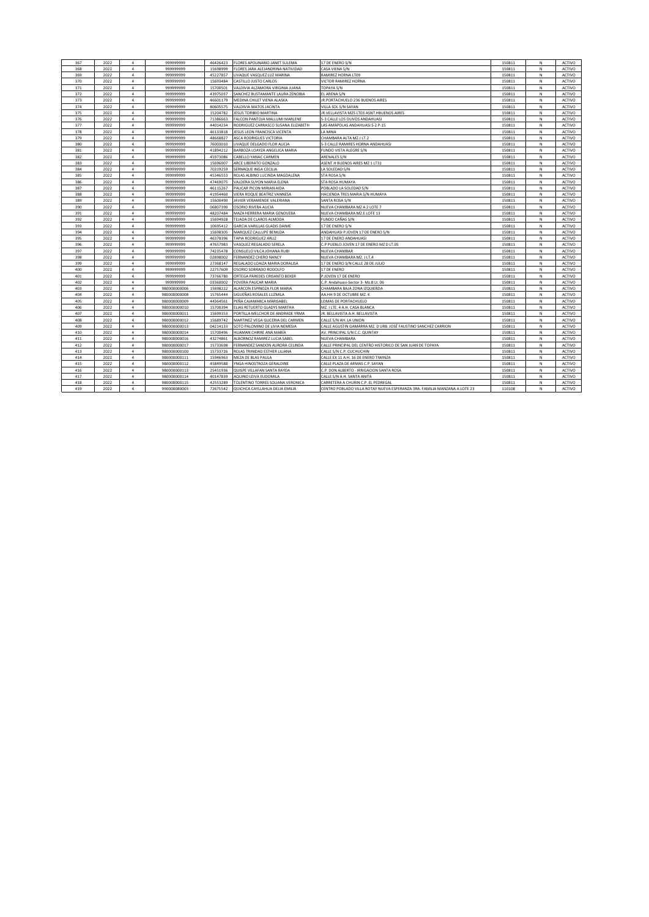| | | | | | | | | | |
|---|---|---|---|---|---|---|---|---|---|
| 367 | 2022 | 4 | 999999999 | 46426423 | FLORES APOLINARIO JANET SULEMA | 17 DE ENERO S/N | 150811 | N | ACTIVO |
| 368 | 2022 | 4 | 999999999 | 15698999 | FLORES JARA ALEJANDRINA NATIVIDAD | CASA VIENA S/N | 150811 | N | ACTIVO |
| 369 | 2022 | 4 | 999999999 | 45227857 | LIVAQUE VASQUEZ LUZ MARINA | RAMIREZ HORNA LT09 | 150811 | N | ACTIVO |
| 370 | 2022 | 4 | 999999999 | 15693484 | CASTILLO JUSTO CARLOS | VICTOR RAMIREZ HORNA | 150811 | N | ACTIVO |
| 371 | 2022 | 4 | 999999999 | 15700501 | VALDIVIA ALZAMORA VIRGINIA JUANA | TOPAYA S/N | 150811 | N | ACTIVO |
| 372 | 2022 | 4 | 999999999 | 43975037 | SANCHEZ BUSTAMANTE LAURA ZENOBIA | EL ARENA S/N | 150811 | N | ACTIVO |
| 373 | 2022 | 4 | 999999999 | 46601179 | MEDINA CHILET VIENA ALASKA | JR.PORTACHUELO 236 BUENOS AIRES | 150811 | N | ACTIVO |
| 374 | 2022 | 4 | 999999999 | 80605575 | VALDIVIA MATOS JACINTA | VILLA SOL S/N SAYAN | 150811 | N | ACTIVO |
| 375 | 2022 | 4 | 999999999 | 15204782 | JESUS TORIBIO MARTINA | JR.VELLAVISTA MZ5 LT03 ASNT.HBUENOS AIRES | 150811 | N | ACTIVO |
| 376 | 2022 | 4 | 999999999 | 71386663 | FALCON PANTOJA MALLUMI MARLENE | S-3 CALLE LOS OLIVOS ANDAHUASI | 150811 | N | ACTIVO |
| 377 | 2022 | 4 | 999999999 | 44014234 | RODRIGUEZ CARRASCO SUSANA ELIZABETH | LAS AMAPOLAS ANDAHUASI S-2 P-15 | 150811 | N | ACTIVO |
| 378 | 2022 | 4 | 999999999 | 46133818 | JESUS LEON FRANCISCA VICENTA | LA MINA | 150811 | N | ACTIVO |
| 379 | 2022 | 4 | 999999999 | 48668827 | ASCA RODRIGUES VICTORIA | CHAMBARA ALTA MZ.J LT.2 | 150811 | N | ACTIVO |
| 380 | 2022 | 4 | 999999999 | 76003010 | LIVAQUE DELGADO FLOR ALICIA | S-3 CALLE RAMIRES HORNA ANDAHUASI | 150811 | N | ACTIVO |
| 381 | 2022 | 4 | 999999999 | 41894212 | BARBOZA LOAYZA ANGELICA MARIA | FUNDO VISTA ALEGRE S/N | 150811 | N | ACTIVO |
| 382 | 2022 | 4 | 999999999 | 45973086 | CABELLO YANAC CARMEN | ARENALES S/N | 150811 | N | ACTIVO |
| 383 | 2022 | 4 | 999999999 | 15696007 | ARCE LIBERATO GONZALO | ASENT.H BUENOS AIRES MZ 1 LT31 | 150811 | N | ACTIVO |
| 384 | 2022 | 4 | 999999999 | 70319259 | SERNAQUE INGA CECILIA | LA SOLEDAD S/N | 150811 | N | ACTIVO |
| 385 | 2022 | 4 | 999999999 | 45346553 | ROJAS ALBINO LUCINDA MAGDALENA | STA ROSA S/N | 150811 | N | ACTIVO |
| 386 | 2022 | 4 | 999999999 | 47469075 | VALDERA SUYON MARIA ELENA | STA ROSA HUMAYA | 150811 | N | ACTIVO |
| 387 | 2022 | 4 | 999999999 | 46115267 | PAUCAR PICON MIRIAN AIDA | POBLADO LA SOLEDAD S/N | 150811 | N | ACTIVO |
| 388 | 2022 | 4 | 999999999 | 41954460 | VIERA ROQUE BEATRIZ VANNESA | HACIENDA TRES MARIA S/N HUMAYA | 150811 | N | ACTIVO |
| 389 | 2022 | 4 | 999999999 | 15600490 | JAVIER VERAMENDE VALERIANA | SANTA ROSA S/N | 150811 | N | ACTIVO |
| 390 | 2022 | 4 | 999999999 | 06807390 | OSORIO RIVERA ALICIA | NUEVA CHAMBARA MZ A 2 LOTE 7 | 150811 | N | ACTIVO |
| 391 | 2022 | 4 | 999999999 | 48207484 | MAZA HERRERA MARIA GENOVEBA | NUEVA CHAMBARA MZ.E LOTE 13 | 150811 | N | ACTIVO |
| 392 | 2022 | 4 | 999999999 | 15694928 | TEJADA DE CLAROS ALMODA | FUNDO CAÑAS S/N | 150811 | N | ACTIVO |
| 393 | 2022 | 4 | 999999999 | 10695412 | GARCIA VARILLAS GLADIS DAIME | 17 DE ENERO S/N | 150811 | N | ACTIVO |
| 394 | 2022 | 4 | 999999999 | 15698305 | MARQUEZ CALLUPE BENILDA | ANDAHUASI P.JOVEN 17 DE ENERO S/N | 150811 | N | ACTIVO |
| 395 | 2022 | 4 | 999999999 | 46378396 | TAPIA RODRIGUEZ ARLIZ | 17 DE ENERO ANDAHUASI | 150811 | N | ACTIVO |
| 396 | 2022 | 4 | 999999999 | 47657983 | VASQUEZ REGALADO SERELA | C.P PUEBLO JOVEN 17 DE ENERO MZ D LT.05 | 150811 | N | ACTIVO |
| 397 | 2022 | 4 | 999999999 | 74235478 | CONSUELO VILCA JOHANA RUBI | NUEVA CHAMBAR | 150811 | N | ACTIVO |
| 398 | 2022 | 4 | 999999999 | 02898002 | FERNANDEZ CHERO NANCY | NUEVA CHAMBARA MZ. J LT.4 | 150811 | N | ACTIVO |
| 399 | 2022 | 4 | 999999999 | 27368147 | REGALADO LOAIZA MARIA DORALISA | 17 DE ENERO S/N CALLE 28 DE JULIO | 150811 | N | ACTIVO |
| 400 | 2022 | 4 | 999999999 | 22757609 | OSORIO SOBRADO RODOLFO | 17 DE ENERO | 150811 | N | ACTIVO |
| 401 | 2022 | 4 | 999999999 | 73766780 | ORTEGA PAREDES CRISANTO BEKER | P.JOVEN 17 DE ENERO | 150811 | N | ACTIVO |
| 402 | 2022 | 4 | 999999999 | 03360002 | YOVERA PAUCAR MARIA | C.P. Andahuasi-Sector 3- Mz.B Lt. 06 | 150811 | N | ACTIVO |
| 403 | 2022 | 4 | 980000000006 | 15698222 | ALARCON ESPINOZA FLOR MARIA | CHAMBARA BAJA ZONA IZQUIERDA | 150811 | N | ACTIVO |
| 404 | 2022 | 4 | 980000000008 | 15765444 | SIGUEÑAS ROSALES LUZMILA | AA.HH 9 DE OCTUBRE MZ. K | 150811 | N | ACTIVO |
| 405 | 2022 | 4 | 980000000009 | 44364561 | PEÑA CAJAMARCA MARISABEL | LOMAS DE PORTACHUELO | 150811 | N | ACTIVO |
| 406 | 2022 | 4 | 980000000010 | 15700394 | ELIAS RETUERTO GLADYS MARTHA | MZ. I LTE. 4 A.H. CASA BLANCA | 150811 | N | ACTIVO |
| 407 | 2022 | 4 | 980000000011 | 15699353 | PORTILLA MELCHOR DE ANDRADE YRMA | JR. BELLAVISTA A.H. BELLAVISTA | 150811 | N | ACTIVO |
| 408 | 2022 | 4 | 980000000012 | 15689742 | MARTINEZ VEGA GLICERIA DEL CARMEN | CALLE S/N AH. LA UNION | 150811 | N | ACTIVO |
| 409 | 2022 | 4 | 980000000013 | 04214133 | SOTO PALOMINO DE LIVIA NEMESIA | CALLE AGUSTIN GAMARRA MZ. D URB. JOSÉ FAUSTINO SANCHEZ CARRION | 150811 | N | ACTIVO |
| 410 | 2022 | 4 | 980000000014 | 15700496 | HUAMAN CHIRRE ANA MARÍA | AV. PRINCIPAL S/N C.C. QUINTAY | 150811 | N | ACTIVO |
| 411 | 2022 | 4 | 980000000016 | 43274861 | ALBORNOZ RAMIREZ LUCIA SABEL | NUEVA CHAMBARA | 150811 | N | ACTIVO |
| 412 | 2022 | 4 | 980000000017 | 15733698 | FERNANDEZ SANDON AURORA CELINDA | CALLE PRINCIPAL DEL CENTRO HISTORICO DE SAN JUAN DE TOPAYA | 150811 | N | ACTIVO |
| 413 | 2022 | 4 | 980000000100 | 15733726 | ROJAS TRINIDAD ESTHER LILIANA | CALLE S/N C.P. CUCHUCHIN | 150811 | N | ACTIVO |
| 414 | 2022 | 4 | 980000000111 | 15946963 | MEZA DE BLAS PAULA | CALLE EX 11 A.H. 16 DE ENERO TIWINZA | 150811 | N | ACTIVO |
| 415 | 2022 | 4 | 980000000112 | 45849588 | YNGA HINOSTROZA GERALDINE | CALLE PLAZA DE ARMAS C.P. SAYAN | 150811 | N | ACTIVO |
| 416 | 2022 | 4 | 980000000113 | 25451936 | QUISPE VILLAFAN SANTA RAYDA | C.P. DON ALBERTO - IRRIGACION SANTA ROSA | 150811 | N | ACTIVO |
| 417 | 2022 | 4 | 980000000114 | 40147839 | AQUINO LEIVA EUDOMILA | CALLE S/N A.H. SANTA ANITA | 150811 | N | ACTIVO |
| 418 | 2022 | 4 | 980000000115 | 42553289 | TOLENTINO TORRES SOLIANA VERONICA | CARRETERA A CHURIN C.P. EL PEDREGAL | 150811 | N | ACTIVO |
| 419 | 2022 | 4 | 990000080003 | 72671542 | QUICHCA CAYLLAHUA DELIA EMILIA | CENTRO POBLADO VILLA ROTAY NUEVA ESPERANZA 3RA. FAMILIA MANZANA A LOTE 23 | 110108 | N | ACTIVO |